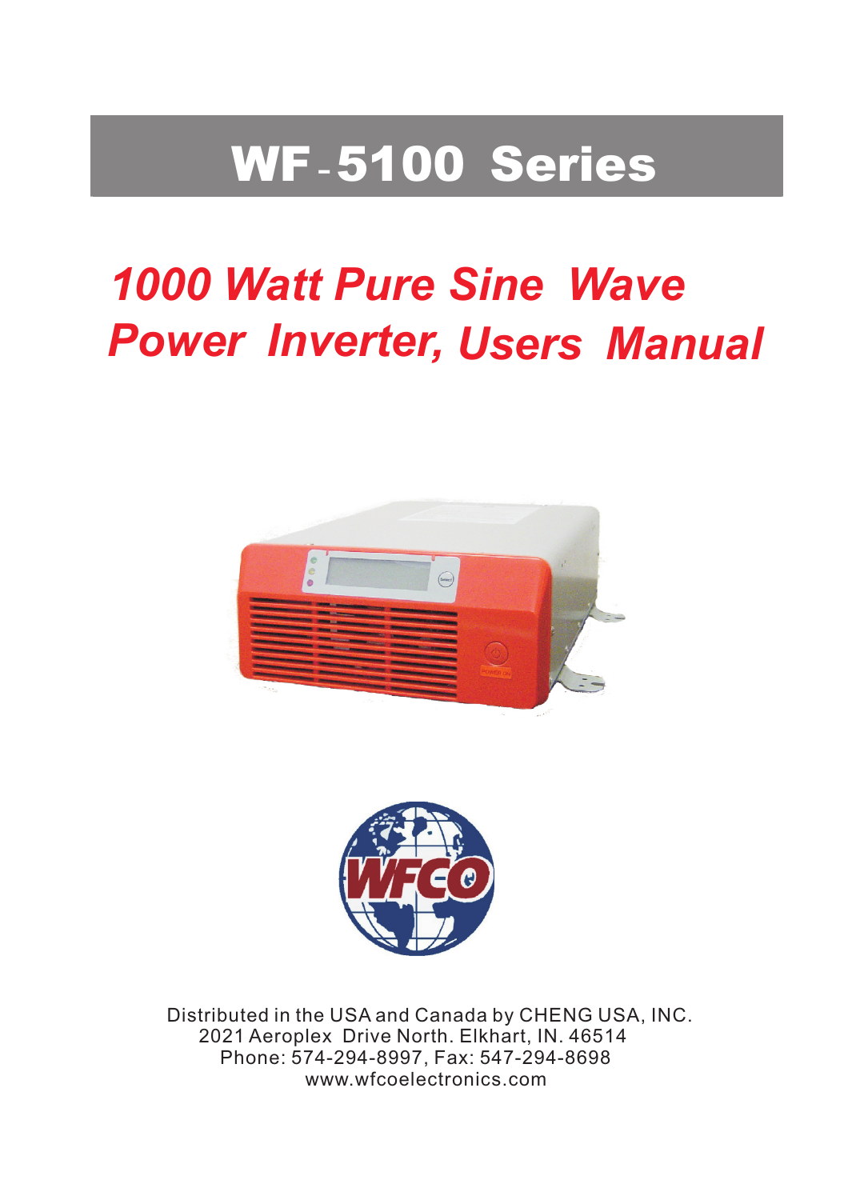# WF-5100 Series

## *1000 Watt Pure Sine Wave Power Inverter, Users Manual*

Distributed in the USA and Canada by CHENG USA, INC.
2021 Aeroplex Drive North. Elkhart, IN. 46514
Phone: 574-294-8997, Fax: 547-294-8698
www.wfcoelectronics.com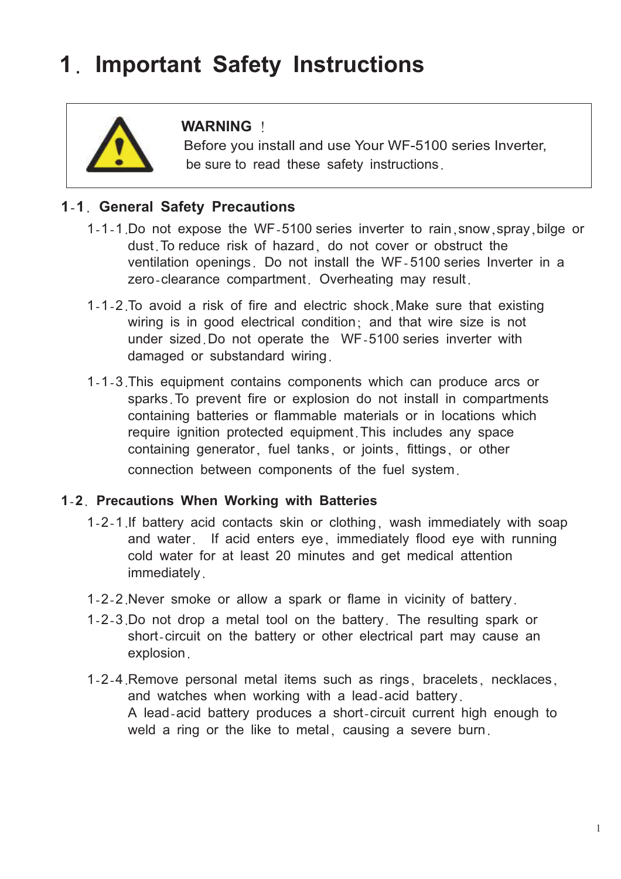# 1. Important Safety Instructions

> **WARNING !**
> Before you install and use Your WF-5100 series Inverter, be sure to read these safety instructions.

## 1-1. General Safety Precautions

1-1-1.Do not expose the WF-5100 series inverter to rain, snow, spray, bilge or dust. To reduce risk of hazard, do not cover or obstruct the ventilation openings. Do not install the WF-5100 series Inverter in a zero-clearance compartment. Overheating may result.

1-1-2.To avoid a risk of fire and electric shock. Make sure that existing wiring is in good electrical condition; and that wire size is not under sized. Do not operate the WF-5100 series inverter with damaged or substandard wiring.

1-1-3.This equipment contains components which can produce arcs or sparks. To prevent fire or explosion do not install in compartments containing batteries or flammable materials or in locations which require ignition protected equipment. This includes any space containing generator, fuel tanks, or joints, fittings, or other connection between components of the fuel system.

## 1-2. Precautions When Working with Batteries

1-2-1.If battery acid contacts skin or clothing, wash immediately with soap and water. If acid enters eye, immediately flood eye with running cold water for at least 20 minutes and get medical attention immediately.

1-2-2.Never smoke or allow a spark or flame in vicinity of battery.

1-2-3.Do not drop a metal tool on the battery. The resulting spark or short-circuit on the battery or other electrical part may cause an explosion.

1-2-4.Remove personal metal items such as rings, bracelets, necklaces, and watches when working with a lead-acid battery.
A lead-acid battery produces a short-circuit current high enough to weld a ring or the like to metal, causing a severe burn.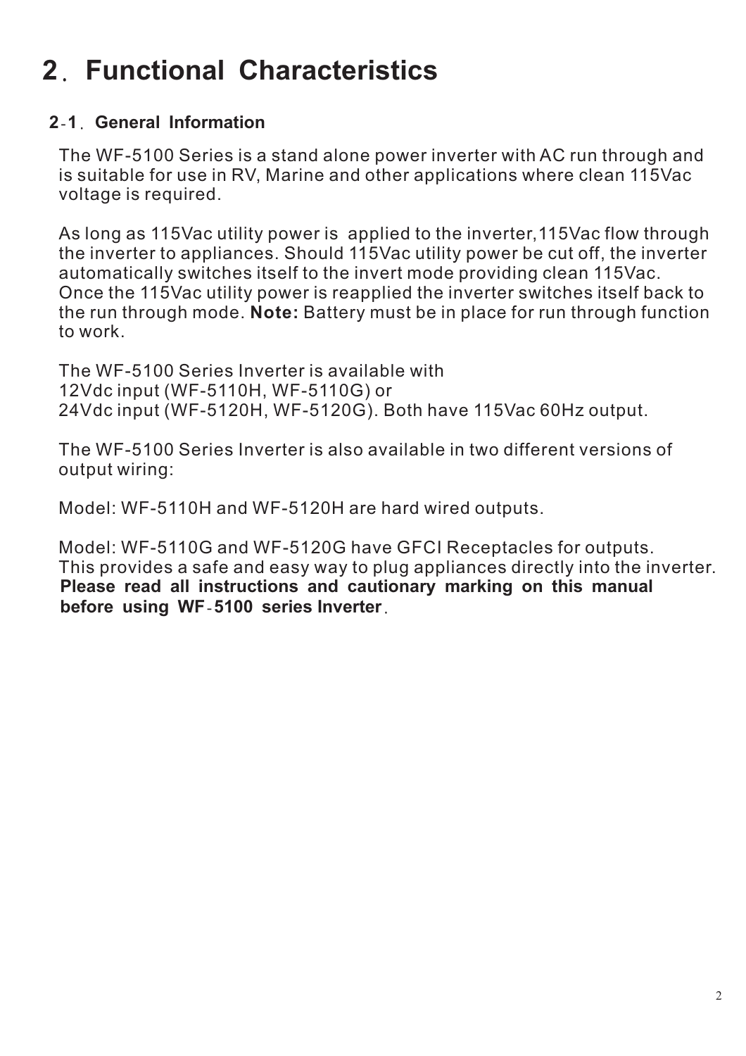# 2．Functional Characteristics

## 2-1．General Information

The WF-5100 Series is a stand alone power inverter with AC run through and is suitable for use in RV, Marine and other applications where clean 115Vac voltage is required.

As long as 115Vac utility power is applied to the inverter,115Vac flow through the inverter to appliances. Should 115Vac utility power be cut off, the inverter automatically switches itself to the invert mode providing clean 115Vac. Once the 115Vac utility power is reapplied the inverter switches itself back to the run through mode. **Note:** Battery must be in place for run through function to work.

The WF-5100 Series Inverter is available with
12Vdc input (WF-5110H, WF-5110G) or
24Vdc input (WF-5120H, WF-5120G). Both have 115Vac 60Hz output.

The WF-5100 Series Inverter is also available in two different versions of output wiring:

Model: WF-5110H and WF-5120H are hard wired outputs.

Model: WF-5110G and WF-5120G have GFCI Receptacles for outputs. This provides a safe and easy way to plug appliances directly into the inverter.
**Please read all instructions and cautionary marking on this manual before using WF-5100 series Inverter**.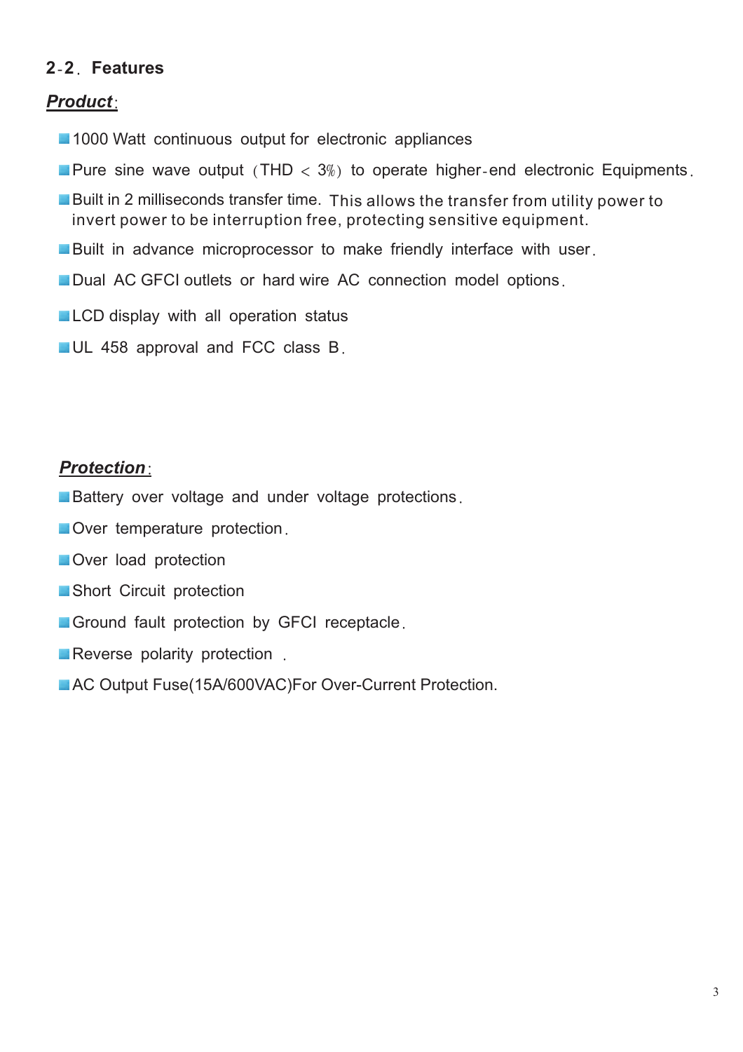## 2-2. Features

***Product***:

- 1000 Watt continuous output for electronic appliances
- Pure sine wave output (THD < 3%) to operate higher-end electronic Equipments.
- Built in 2 milliseconds transfer time. This allows the transfer from utility power to invert power to be interruption free, protecting sensitive equipment.
- Built in advance microprocessor to make friendly interface with user.
- Dual AC GFCI outlets or hard wire AC connection model options.
- LCD display with all operation status
- UL 458 approval and FCC class B.

***Protection***:

- Battery over voltage and under voltage protections.
- Over temperature protection.
- Over load protection
- Short Circuit protection
- Ground fault protection by GFCI receptacle.
- Reverse polarity protection .
- AC Output Fuse(15A/600VAC)For Over-Current Protection.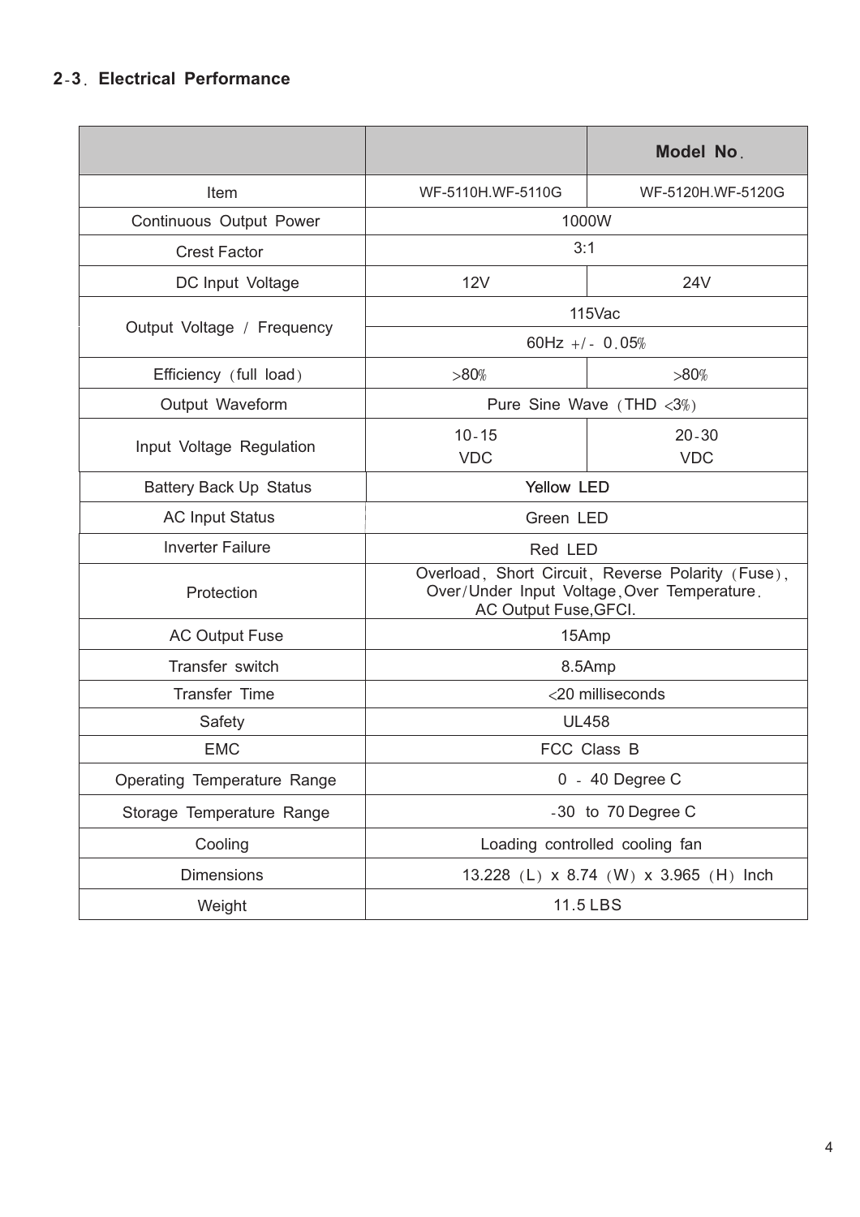## 2-3. Electrical Performance

| | | Model No. |
|---|---|---|
| Item | WF-5110H.WF-5110G | WF-5120H.WF-5120G |
| Continuous Output Power | 1000W | |
| Crest Factor | 3:1 | |
| DC Input Voltage | 12V | 24V |
| Output Voltage / Frequency | 115Vac | |
| | 60Hz +/- 0.05% | |
| Efficiency (full load) | >80% | >80% |
| Output Waveform | Pure Sine Wave (THD <3%) | |
| Input Voltage Regulation | 10-15 VDC | 20-30 VDC |
| Battery Back Up Status | Yellow LED | |
| AC Input Status | Green LED | |
| Inverter Failure | Red LED | |
| Protection | Overload, Short Circuit, Reverse Polarity (Fuse), Over/Under Input Voltage, Over Temperature. AC Output Fuse, GFCI. | |
| AC Output Fuse | 15Amp | |
| Transfer switch | 8.5Amp | |
| Transfer Time | <20 milliseconds | |
| Safety | UL458 | |
| EMC | FCC Class B | |
| Operating Temperature Range | 0 - 40 Degree C | |
| Storage Temperature Range | -30 to 70 Degree C | |
| Cooling | Loading controlled cooling fan | |
| Dimensions | 13.228 (L) x 8.74 (W) x 3.965 (H) Inch | |
| Weight | 11.5 LBS | |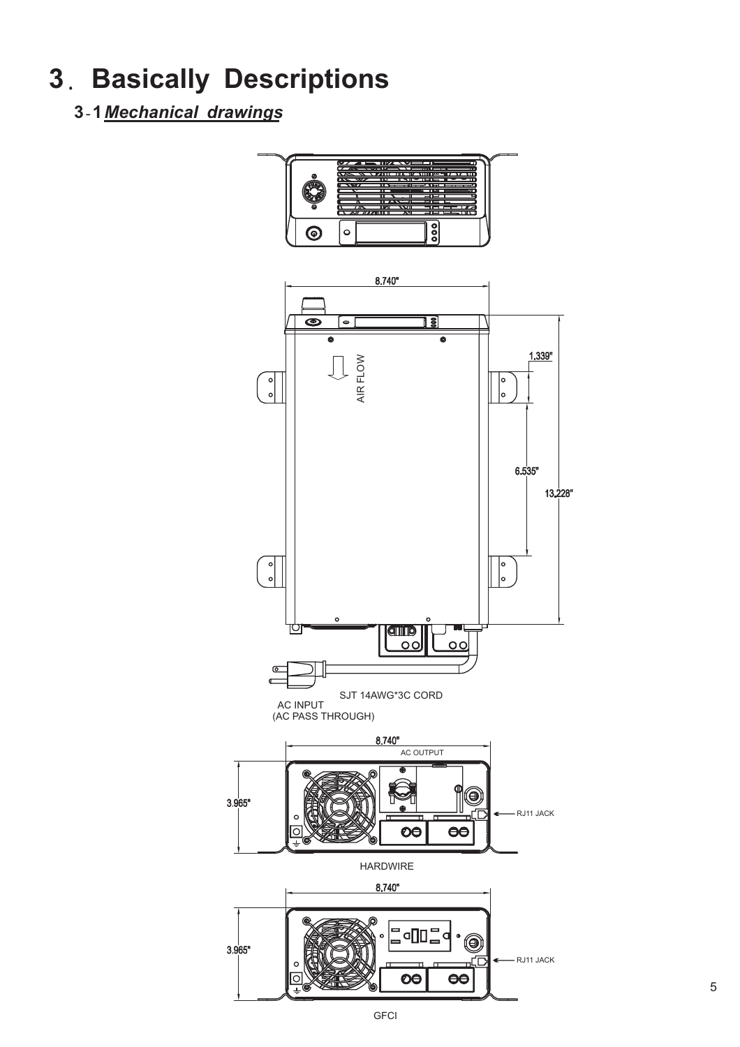# 3. Basically Descriptions

## 3-1 *Mechanical drawings*

8.740"

AIR FLOW

1.339"

6.535"

13.228"

SJT 14AWG*3C CORD

AC INPUT
(AC PASS THROUGH)

8.740"

AC OUTPUT

3.965"

RJ11 JACK

HARDWIRE

8.740"

3.965"

RJ11 JACK

GFCI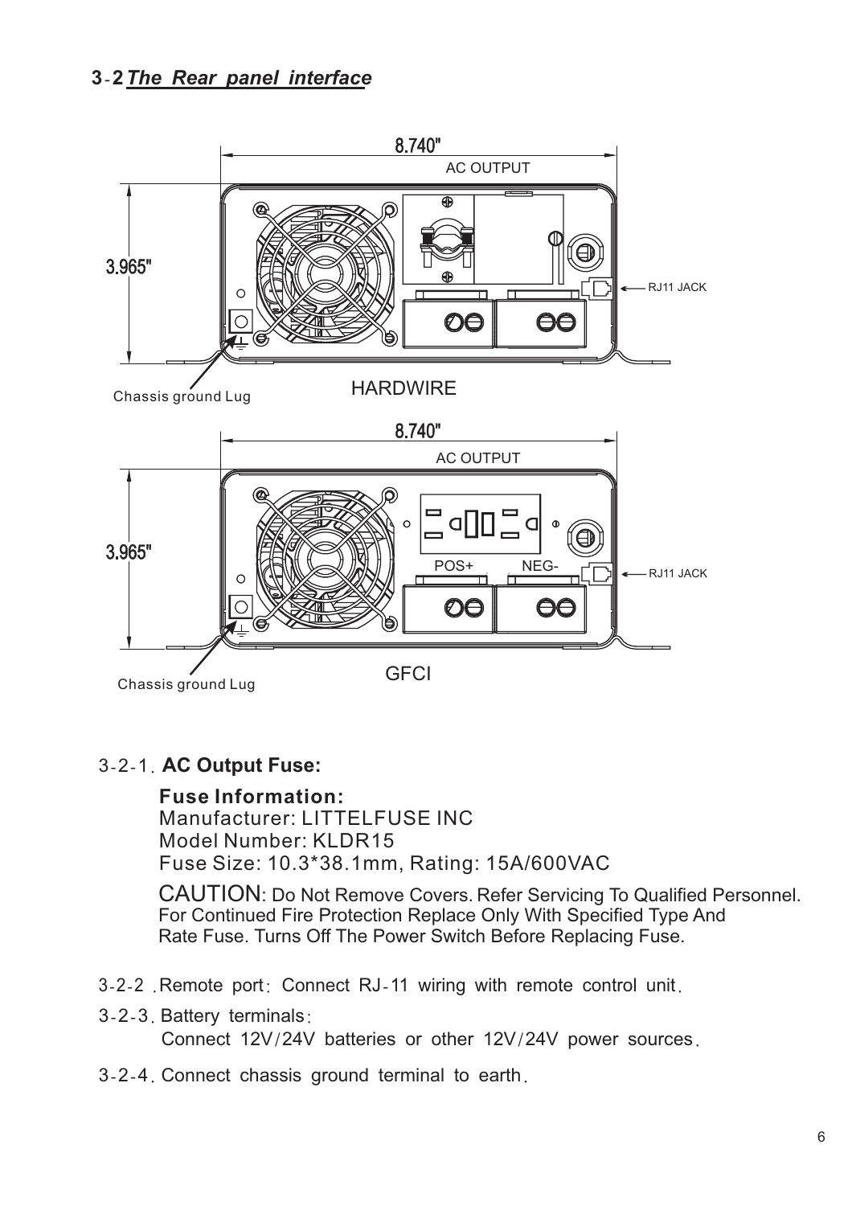## 3-2 *The Rear panel interface*

8.740"

AC OUTPUT

3.965"

RJ11 JACK

Chassis ground Lug

HARDWIRE

8.740"

AC OUTPUT

3.965"

POS+ NEG-

RJ11 JACK

Chassis ground Lug

GFCI

3-2-1. **AC Output Fuse:**

**Fuse Information:**
Manufacturer: LITTELFUSE INC
Model Number: KLDR15
Fuse Size: 10.3*38.1mm, Rating: 15A/600VAC

CAUTION: Do Not Remove Covers. Refer Servicing To Qualified Personnel. For Continued Fire Protection Replace Only With Specified Type And Rate Fuse. Turns Off The Power Switch Before Replacing Fuse.

3-2-2 .Remote port: Connect RJ-11 wiring with remote control unit.

3-2-3. Battery terminals:
Connect 12V/24V batteries or other 12V/24V power sources.

3-2-4. Connect chassis ground terminal to earth.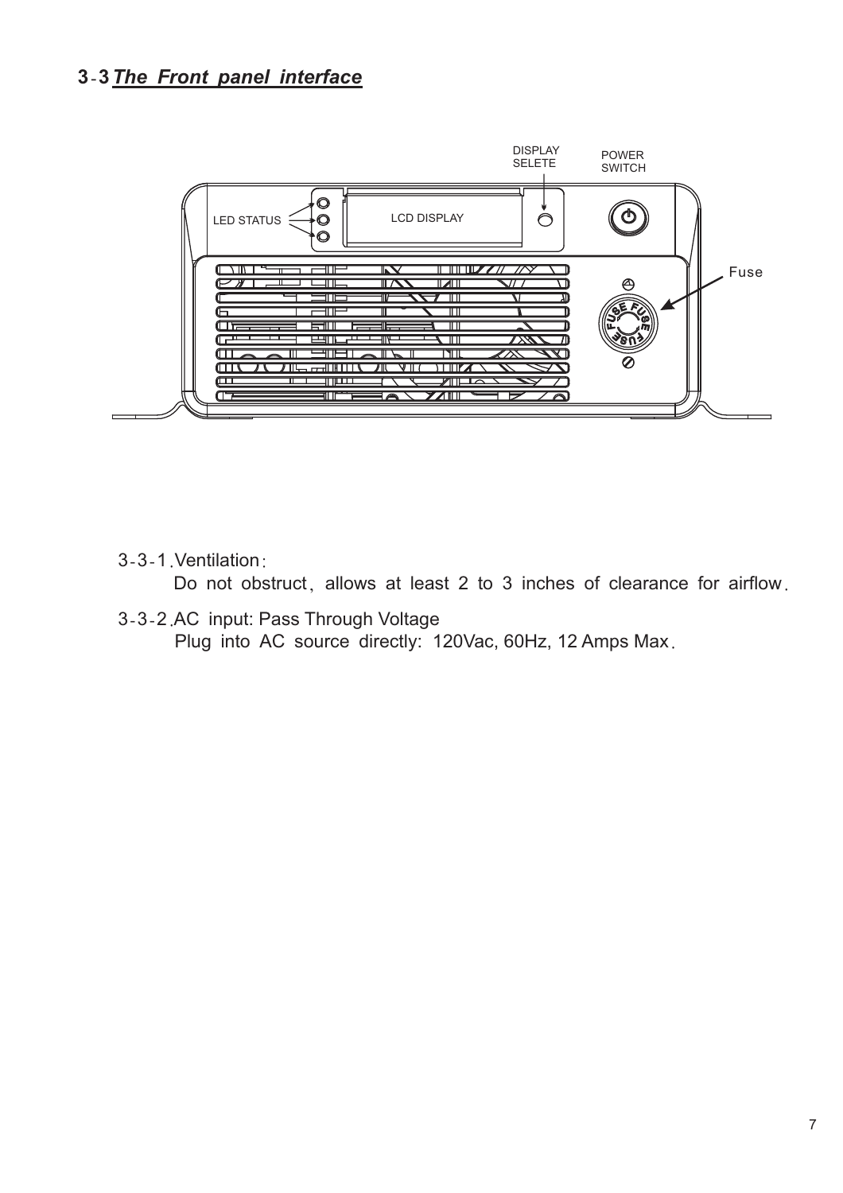## 3-3 *The Front panel interface*

3-3-1.Ventilation:

Do not obstruct, allows at least 2 to 3 inches of clearance for airflow.

3-3-2.AC input: Pass Through Voltage

Plug into AC source directly: 120Vac, 60Hz, 12 Amps Max.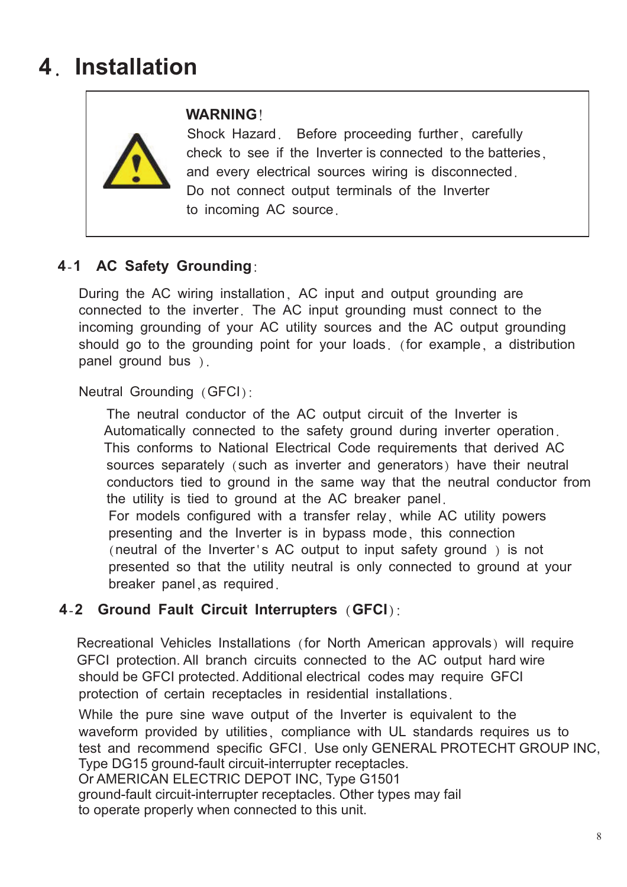# 4. Installation

> **WARNING!**
> Shock Hazard. Before proceeding further, carefully check to see if the Inverter is connected to the batteries, and every electrical sources wiring is disconnected. Do not connect output terminals of the Inverter to incoming AC source.

## 4-1 AC Safety Grounding:

During the AC wiring installation, AC input and output grounding are connected to the inverter. The AC input grounding must connect to the incoming grounding of your AC utility sources and the AC output grounding should go to the grounding point for your loads. (for example, a distribution panel ground bus ).

Neutral Grounding (GFCI):

The neutral conductor of the AC output circuit of the Inverter is Automatically connected to the safety ground during inverter operation. This conforms to National Electrical Code requirements that derived AC sources separately (such as inverter and generators) have their neutral conductors tied to ground in the same way that the neutral conductor from the utility is tied to ground at the AC breaker panel.
For models configured with a transfer relay, while AC utility powers presenting and the Inverter is in bypass mode, this connection (neutral of the Inverter's AC output to input safety ground ) is not presented so that the utility neutral is only connected to ground at your breaker panel,as required.

## 4-2 Ground Fault Circuit Interrupters (GFCI):

Recreational Vehicles Installations (for North American approvals) will require GFCI protection. All branch circuits connected to the AC output hard wire should be GFCI protected. Additional electrical codes may require GFCI protection of certain receptacles in residential installations.

While the pure sine wave output of the Inverter is equivalent to the waveform provided by utilities, compliance with UL standards requires us to test and recommend specific GFCI. Use only GENERAL PROTECHT GROUP INC, Type DG15 ground-fault circuit-interrupter receptacles.
Or AMERICAN ELECTRIC DEPOT INC, Type G1501
ground-fault circuit-interrupter receptacles. Other types may fail to operate properly when connected to this unit.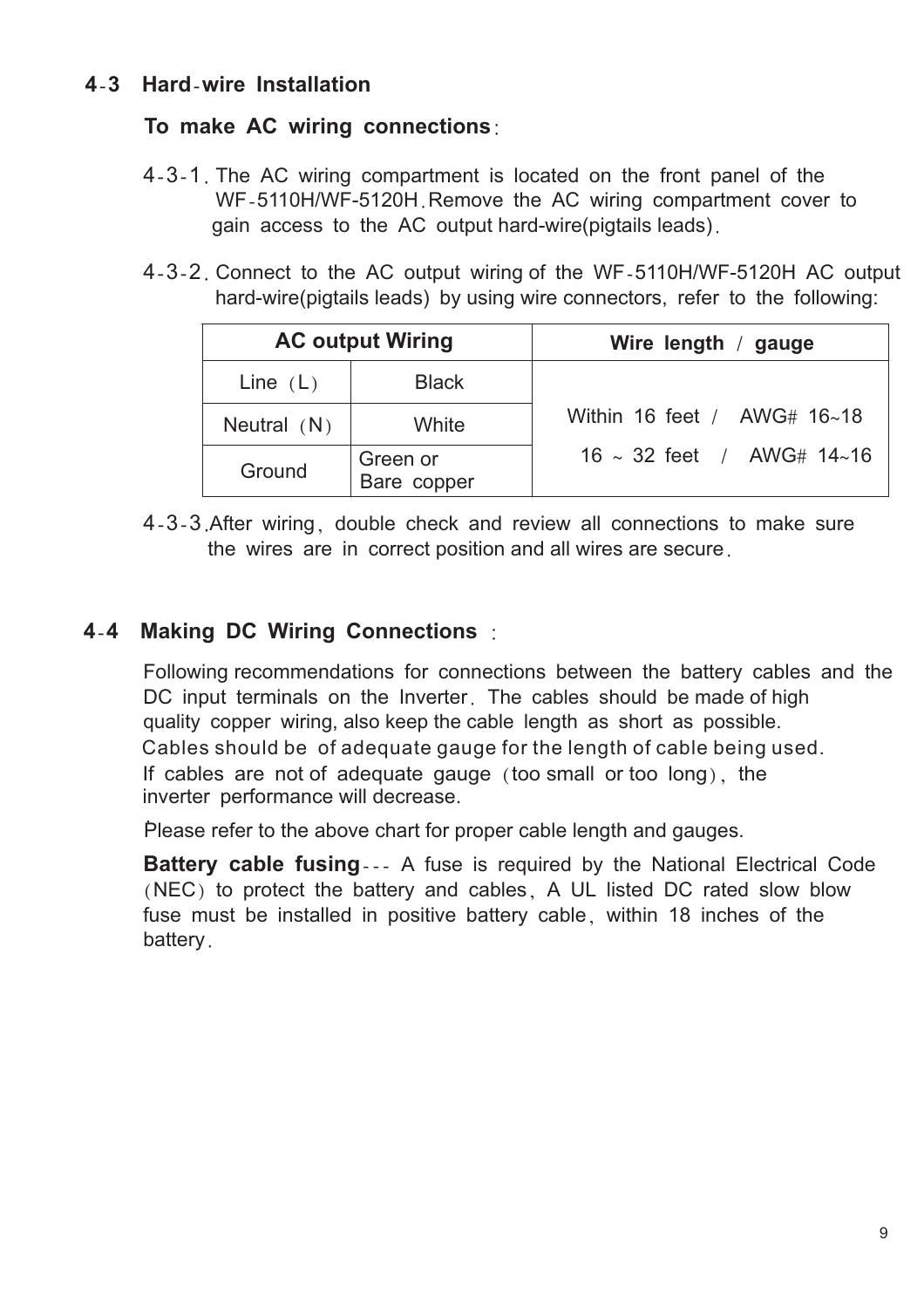## 4-3 Hard-wire Installation

**To make AC wiring connections:**

4-3-1. The AC wiring compartment is located on the front panel of the WF-5110H/WF-5120H. Remove the AC wiring compartment cover to gain access to the AC output hard-wire(pigtails leads).

4-3-2. Connect to the AC output wiring of the WF-5110H/WF-5120H AC output hard-wire(pigtails leads) by using wire connectors, refer to the following:

| AC output Wiring | | Wire length / gauge |
|---|---|---|
| Line (L) | Black | Within 16 feet / AWG# 16~18<br>16 ~ 32 feet / AWG# 14~16 |
| Neutral (N) | White | |
| Ground | Green or Bare copper | |

4-3-3. After wiring, double check and review all connections to make sure the wires are in correct position and all wires are secure.

## 4-4 Making DC Wiring Connections:

Following recommendations for connections between the battery cables and the DC input terminals on the Inverter. The cables should be made of high quality copper wiring, also keep the cable length as short as possible. Cables should be of adequate gauge for the length of cable being used. If cables are not of adequate gauge (too small or too long), the inverter performance will decrease.

Please refer to the above chart for proper cable length and gauges.

**Battery cable fusing**--- A fuse is required by the National Electrical Code (NEC) to protect the battery and cables, A UL listed DC rated slow blow fuse must be installed in positive battery cable, within 18 inches of the battery.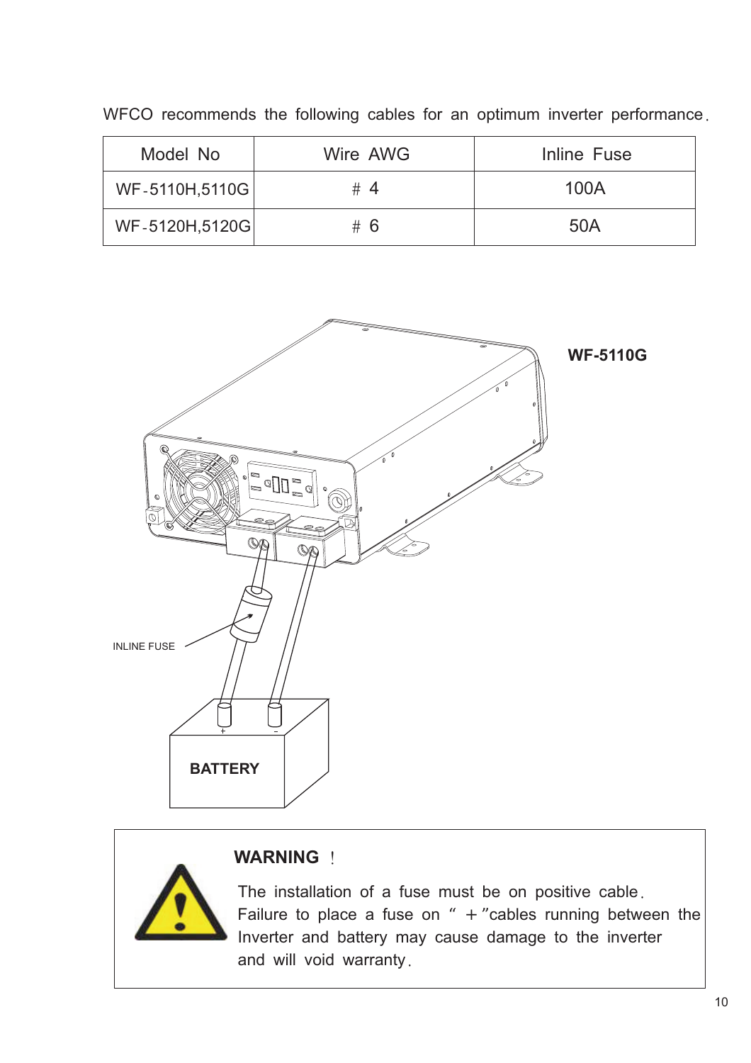WFCO recommends the following cables for an optimum inverter performance.

| Model No | Wire AWG | Inline Fuse |
| --- | --- | --- |
| WF-5110H,5110G | # 4 | 100A |
| WF-5120H,5120G | # 6 | 50A |

**WF-5110G**

INLINE FUSE

BATTERY

**WARNING !**

The installation of a fuse must be on positive cable. Failure to place a fuse on " + "cables running between the Inverter and battery may cause damage to the inverter and will void warranty.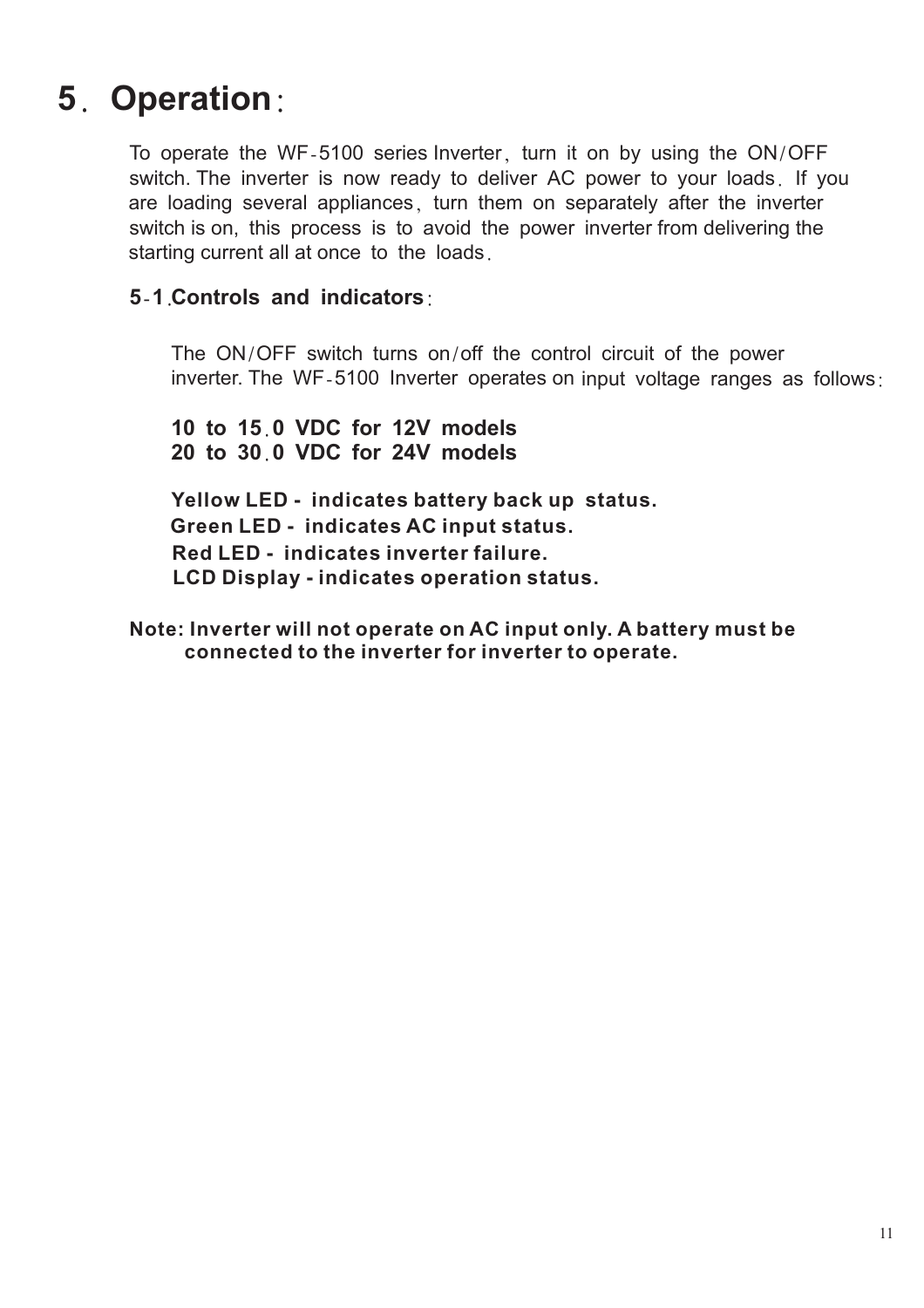# 5. Operation:

To operate the WF-5100 series Inverter, turn it on by using the ON/OFF switch. The inverter is now ready to deliver AC power to your loads. If you are loading several appliances, turn them on separately after the inverter switch is on, this process is to avoid the power inverter from delivering the starting current all at once to the loads.

## 5-1.Controls and indicators:

The ON/OFF switch turns on/off the control circuit of the power inverter. The WF-5100 Inverter operates on input voltage ranges as follows:

**10 to 15.0 VDC for 12V models**
**20 to 30.0 VDC for 24V models**

**Yellow LED - indicates battery back up status.**
**Green LED - indicates AC input status.**
**Red LED - indicates inverter failure.**
**LCD Display - indicates operation status.**

**Note: Inverter will not operate on AC input only. A battery must be connected to the inverter for inverter to operate.**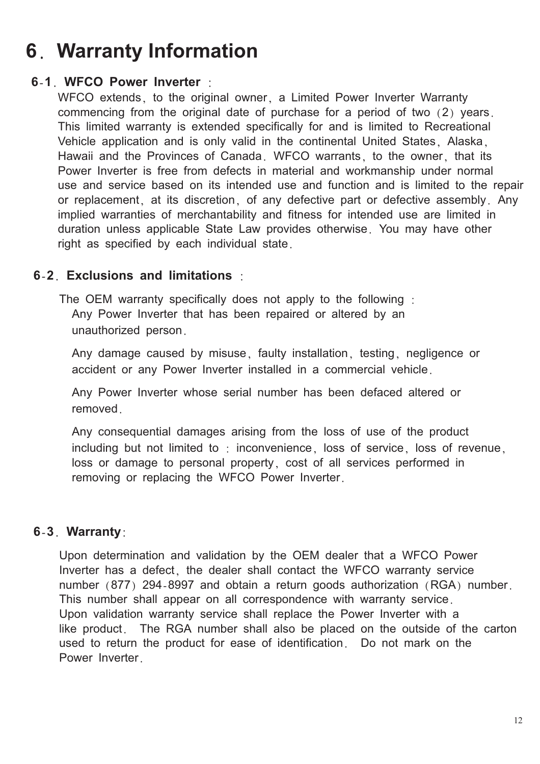# 6. Warranty Information

## 6-1. WFCO Power Inverter:

WFCO extends, to the original owner, a Limited Power Inverter Warranty commencing from the original date of purchase for a period of two (2) years. This limited warranty is extended specifically for and is limited to Recreational Vehicle application and is only valid in the continental United States, Alaska, Hawaii and the Provinces of Canada. WFCO warrants, to the owner, that its Power Inverter is free from defects in material and workmanship under normal use and service based on its intended use and function and is limited to the repair or replacement, at its discretion, of any defective part or defective assembly. Any implied warranties of merchantability and fitness for intended use are limited in duration unless applicable State Law provides otherwise. You may have other right as specified by each individual state.

## 6-2. Exclusions and limitations:

The OEM warranty specifically does not apply to the following:

Any Power Inverter that has been repaired or altered by an unauthorized person.

Any damage caused by misuse, faulty installation, testing, negligence or accident or any Power Inverter installed in a commercial vehicle.

Any Power Inverter whose serial number has been defaced altered or removed.

Any consequential damages arising from the loss of use of the product including but not limited to: inconvenience, loss of service, loss of revenue, loss or damage to personal property, cost of all services performed in removing or replacing the WFCO Power Inverter.

## 6-3. Warranty:

Upon determination and validation by the OEM dealer that a WFCO Power Inverter has a defect, the dealer shall contact the WFCO warranty service number (877) 294-8997 and obtain a return goods authorization (RGA) number. This number shall appear on all correspondence with warranty service. Upon validation warranty service shall replace the Power Inverter with a like product. The RGA number shall also be placed on the outside of the carton used to return the product for ease of identification. Do not mark on the Power Inverter.